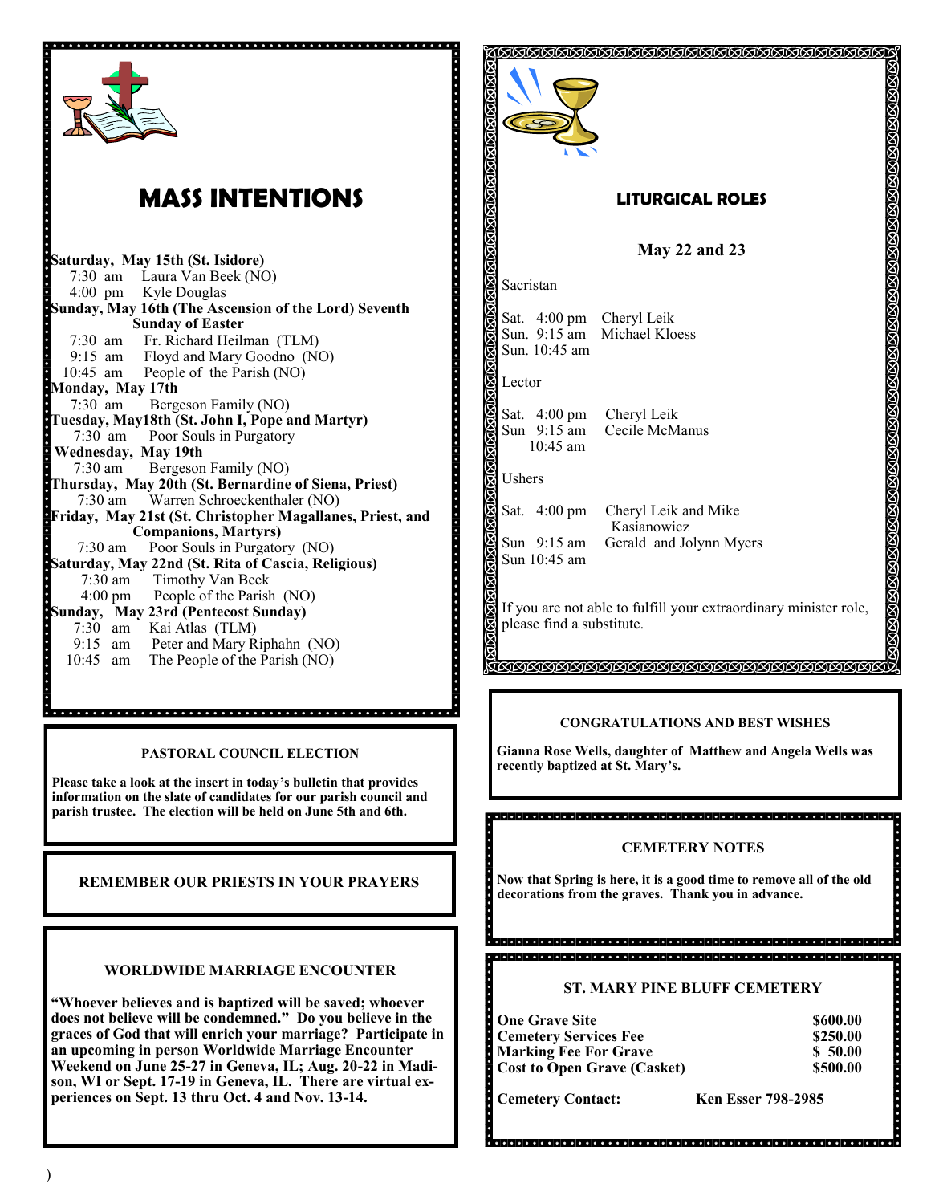# MASS INTENTIONS

**Saturday, May 15th (St. Isidore)**
7:30 am Laura Van Beek (NO)
4:00 pm Kyle Douglas

**Sunday, May 16th (The Ascension of the Lord) Seventh Sunday of Easter**
7:30 am Fr. Richard Heilman (TLM)
9:15 am Floyd and Mary Goodno (NO)
10:45 am People of the Parish (NO)

**Monday, May 17th**
7:30 am Bergeson Family (NO)

**Tuesday, May18th (St. John I, Pope and Martyr)**
7:30 am Poor Souls in Purgatory

**Wednesday, May 19th**
7:30 am Bergeson Family (NO)

**Thursday, May 20th (St. Bernardine of Siena, Priest)**
7:30 am Warren Schroeckenthaler (NO)

**Friday, May 21st (St. Christopher Magallanes, Priest, and Companions, Martyrs)**
7:30 am Poor Souls in Purgatory (NO)

**Saturday, May 22nd (St. Rita of Cascia, Religious)**
7:30 am Timothy Van Beek
4:00 pm People of the Parish (NO)

**Sunday, May 23rd (Pentecost Sunday)**
7:30 am Kai Atlas (TLM)
9:15 am Peter and Mary Riphahn (NO)
10:45 am The People of the Parish (NO)

## PASTORAL COUNCIL ELECTION

**Please take a look at the insert in today's bulletin that provides information on the slate of candidates for our parish council and parish trustee. The election will be held on June 5th and 6th.**

## REMEMBER OUR PRIESTS IN YOUR PRAYERS

## WORLDWIDE MARRIAGE ENCOUNTER

**"Whoever believes and is baptized will be saved; whoever does not believe will be condemned." Do you believe in the graces of God that will enrich your marriage? Participate in an upcoming in person Worldwide Marriage Encounter Weekend on June 25-27 in Geneva, IL; Aug. 20-22 in Madison, WI or Sept. 17-19 in Geneva, IL. There are virtual experiences on Sept. 13 thru Oct. 4 and Nov. 13-14.**

# LITURGICAL ROLES

**May 22 and 23**

Sacristan

Sat. 4:00 pm Cheryl Leik
Sun. 9:15 am Michael Kloess
Sun. 10:45 am

Lector

Sat. 4:00 pm Cheryl Leik
Sun 9:15 am Cecile McManus
10:45 am

Ushers

Sat. 4:00 pm Cheryl Leik and Mike Kasianowicz
Sun 9:15 am Gerald and Jolynn Myers
Sun 10:45 am

If you are not able to fulfill your extraordinary minister role, please find a substitute.

## CONGRATULATIONS AND BEST WISHES

**Gianna Rose Wells, daughter of Matthew and Angela Wells was recently baptized at St. Mary's.**

## CEMETERY NOTES

**Now that Spring is here, it is a good time to remove all of the old decorations from the graves. Thank you in advance.**

## ST. MARY PINE BLUFF CEMETERY

| | |
|---|---|
| **One Grave Site** | **$600.00** |
| **Cemetery Services Fee** | **$250.00** |
| **Marking Fee For Grave** | **$ 50.00** |
| **Cost to Open Grave (Casket)** | **$500.00** |

**Cemetery Contact: Ken Esser 798-2985**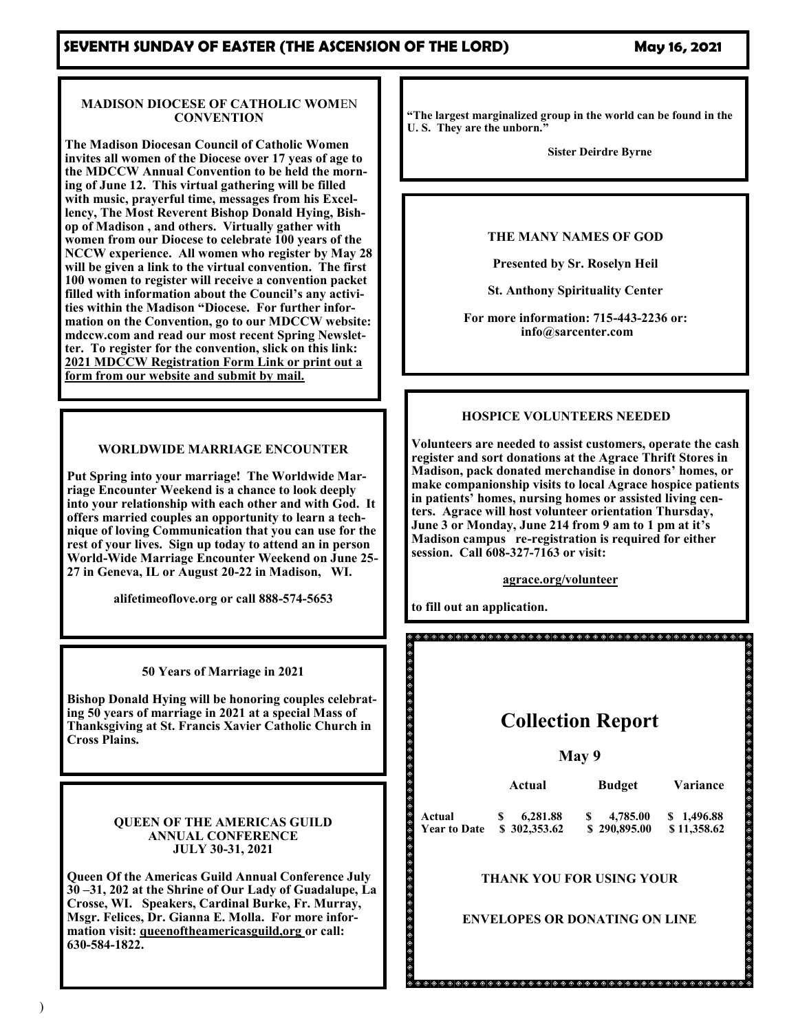# SEVENTH SUNDAY OF EASTER (THE ASCENSION OF THE LORD) May 16, 2021

**MADISON DIOCESE OF CATHOLIC WOMEN CONVENTION**

**The Madison Diocesan Council of Catholic Women invites all women of the Diocese over 17 yeas of age to the MDCCW Annual Convention to be held the morning of June 12. This virtual gathering will be filled with music, prayerful time, messages from his Excellency, The Most Reverent Bishop Donald Hying, Bishop of Madison , and others. Virtually gather with women from our Diocese to celebrate 100 years of the NCCW experience. All women who register by May 28 will be given a link to the virtual convention. The first 100 women to register will receive a convention packet filled with information about the Council's any activities within the Madison "Diocese. For further information on the Convention, go to our MDCCW website: mdccw.com and read our most recent Spring Newsletter. To register for the convention, slick on this link: 2021 MDCCW Registration Form Link or print out a form from our website and submit by mail.**

**WORLDWIDE MARRIAGE ENCOUNTER**

**Put Spring into your marriage! The Worldwide Marriage Encounter Weekend is a chance to look deeply into your relationship with each other and with God. It offers married couples an opportunity to learn a technique of loving Communication that you can use for the rest of your lives. Sign up today to attend an in person World-Wide Marriage Encounter Weekend on June 25-27 in Geneva, IL or August 20-22 in Madison, WI.**

**alifetimeoflove.org or call 888-574-5653**

**50 Years of Marriage in 2021**

**Bishop Donald Hying will be honoring couples celebrating 50 years of marriage in 2021 at a special Mass of Thanksgiving at St. Francis Xavier Catholic Church in Cross Plains.**

**QUEEN OF THE AMERICAS GUILD ANNUAL CONFERENCE JULY 30-31, 2021**

**Queen Of the Americas Guild Annual Conference July 30 –31, 202 at the Shrine of Our Lady of Guadalupe, La Crosse, WI. Speakers, Cardinal Burke, Fr. Murray, Msgr. Felices, Dr. Gianna E. Molla. For more information visit: queenoftheamericasguild,org or call: 630-584-1822.**

**"The largest marginalized group in the world can be found in the U. S. They are the unborn."**

**Sister Deirdre Byrne**

**THE MANY NAMES OF GOD**

**Presented by Sr. Roselyn Heil**

**St. Anthony Spirituality Center**

**For more information: 715-443-2236 or: info@sarcenter.com**

**HOSPICE VOLUNTEERS NEEDED**

**Volunteers are needed to assist customers, operate the cash register and sort donations at the Agrace Thrift Stores in Madison, pack donated merchandise in donors' homes, or make companionship visits to local Agrace hospice patients in patients' homes, nursing homes or assisted living centers. Agrace will host volunteer orientation Thursday, June 3 or Monday, June 214 from 9 am to 1 pm at it's Madison campus re-registration is required for either session. Call 608-327-7163 or visit:**

**agrace.org/volunteer**

**to fill out an application.**

## Collection Report

**May 9**

| | Actual | Budget | Variance |
|---|---|---|---|
| Actual | $ 6,281.88 | $ 4,785.00 | $ 1,496.88 |
| Year to Date | $ 302,353.62 | $ 290,895.00 | $ 11,358.62 |

**THANK YOU FOR USING YOUR**

**ENVELOPES OR DONATING ON LINE**